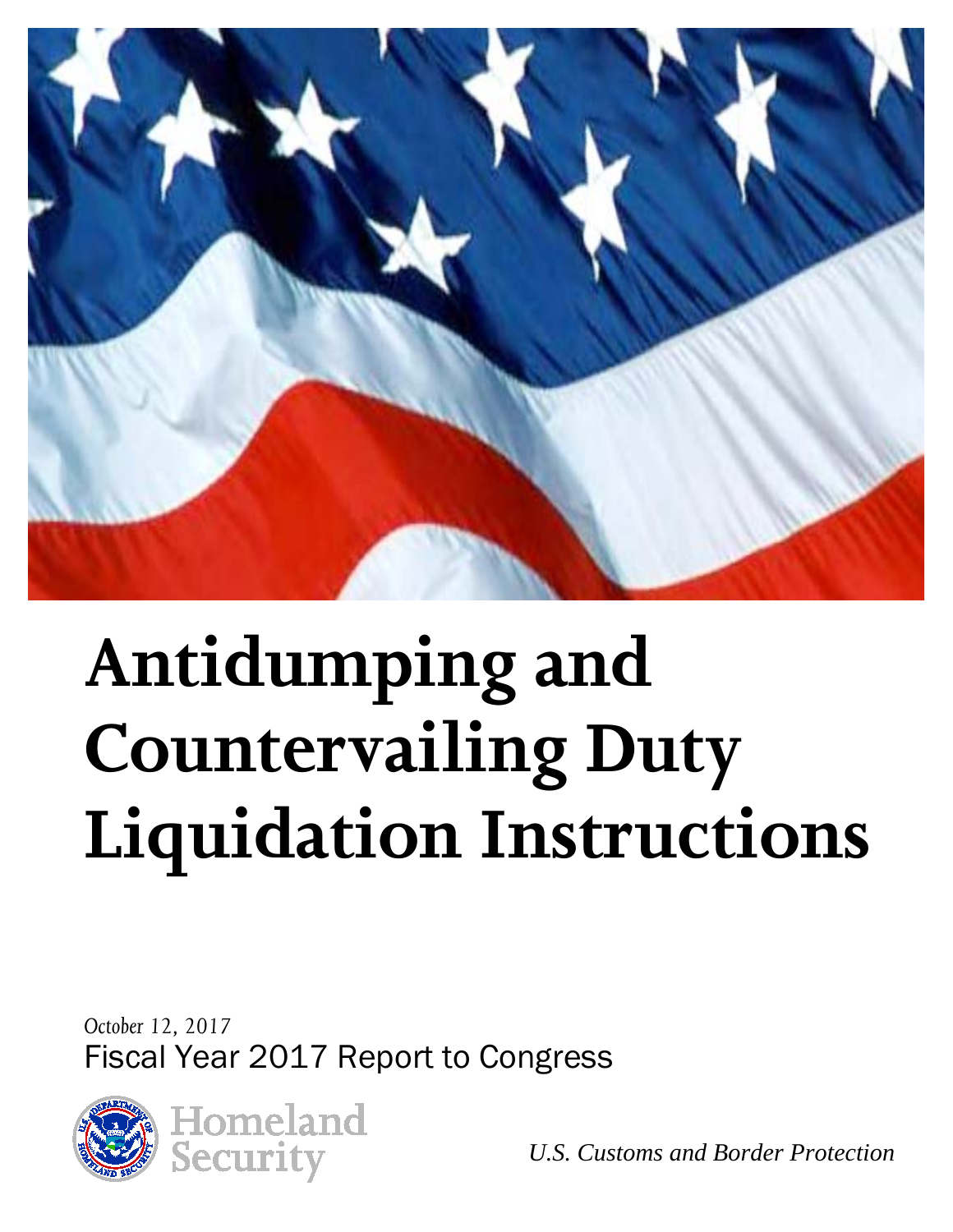# Antidumping and Countervailing Duty Liquidation Instructions

*October 12, 2017*

Fiscal Year 2017 Report to Congress

Homeland Security

*U.S. Customs and Border Protection*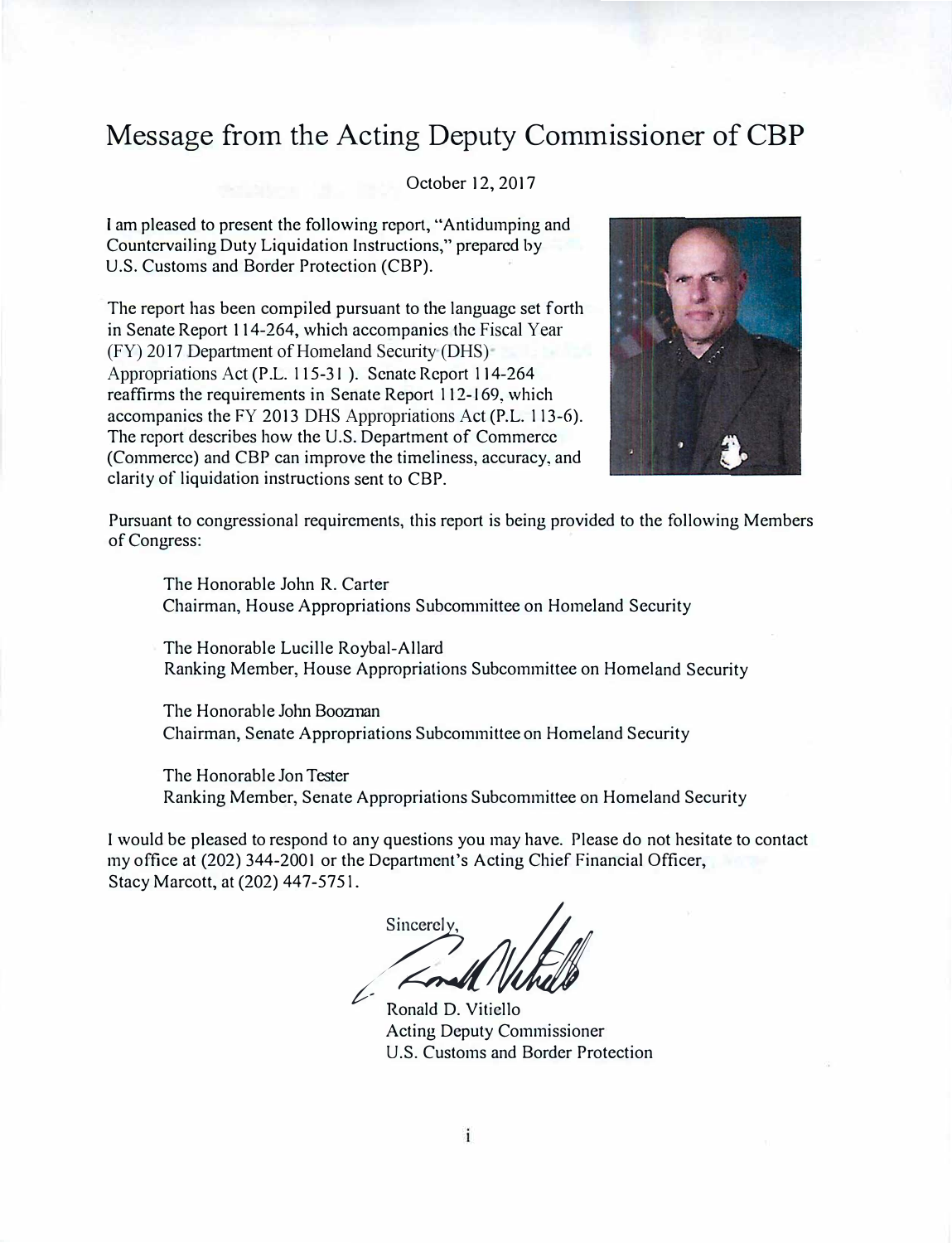# Message from the Acting Deputy Commissioner of CBP

October 12, 2017

I am pleased to present the following report, "Antidumping and Countervailing Duty Liquidation Instructions," prepared by U.S. Customs and Border Protection (CBP).

The report has been compiled pursuant to the language set forth in Senate Report 114-264, which accompanies the Fiscal Year (FY) 2017 Department of Homeland Security (DHS) Appropriations Act (P.L. 115-31 ). Senate Report 114-264 reaffirms the requirements in Senate Report 112-169, which accompanies the FY 2013 DHS Appropriations Act (P.L. 113-6). The report describes how the U.S. Department of Commerce (Commerce) and CBP can improve the timeliness, accuracy, and clarity of liquidation instructions sent to CBP.

Pursuant to congressional requirements, this report is being provided to the following Members of Congress:

The Honorable John R. Carter
Chairman, House Appropriations Subcommittee on Homeland Security

The Honorable Lucille Roybal-Allard
Ranking Member, House Appropriations Subcommittee on Homeland Security

The Honorable John Boozman
Chairman, Senate Appropriations Subcommittee on Homeland Security

The Honorable Jon Tester
Ranking Member, Senate Appropriations Subcommittee on Homeland Security

I would be pleased to respond to any questions you may have. Please do not hesitate to contact my office at (202) 344-2001 or the Department's Acting Chief Financial Officer, Stacy Marcott, at (202) 447-5751.

Sincerely,

Ronald D. Vitiello
Acting Deputy Commissioner
U.S. Customs and Border Protection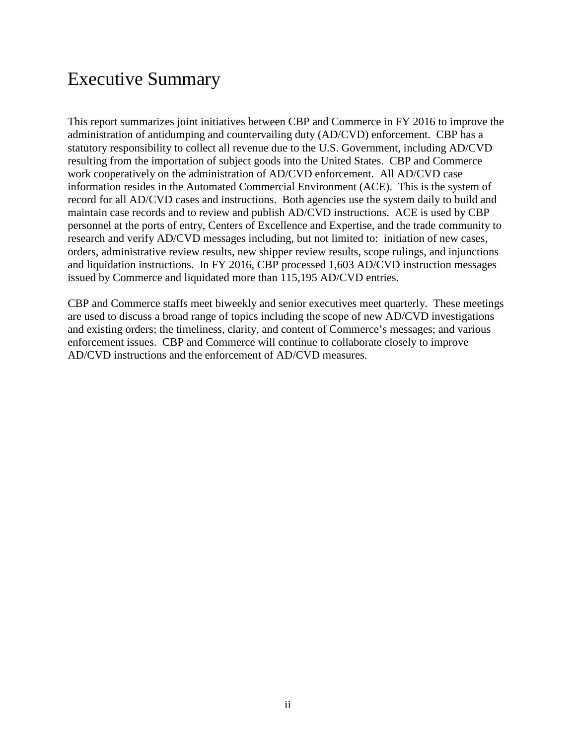# Executive Summary

This report summarizes joint initiatives between CBP and Commerce in FY 2016 to improve the administration of antidumping and countervailing duty (AD/CVD) enforcement. CBP has a statutory responsibility to collect all revenue due to the U.S. Government, including AD/CVD resulting from the importation of subject goods into the United States. CBP and Commerce work cooperatively on the administration of AD/CVD enforcement. All AD/CVD case information resides in the Automated Commercial Environment (ACE). This is the system of record for all AD/CVD cases and instructions. Both agencies use the system daily to build and maintain case records and to review and publish AD/CVD instructions. ACE is used by CBP personnel at the ports of entry, Centers of Excellence and Expertise, and the trade community to research and verify AD/CVD messages including, but not limited to: initiation of new cases, orders, administrative review results, new shipper review results, scope rulings, and injunctions and liquidation instructions. In FY 2016, CBP processed 1,603 AD/CVD instruction messages issued by Commerce and liquidated more than 115,195 AD/CVD entries.

CBP and Commerce staffs meet biweekly and senior executives meet quarterly. These meetings are used to discuss a broad range of topics including the scope of new AD/CVD investigations and existing orders; the timeliness, clarity, and content of Commerce's messages; and various enforcement issues. CBP and Commerce will continue to collaborate closely to improve AD/CVD instructions and the enforcement of AD/CVD measures.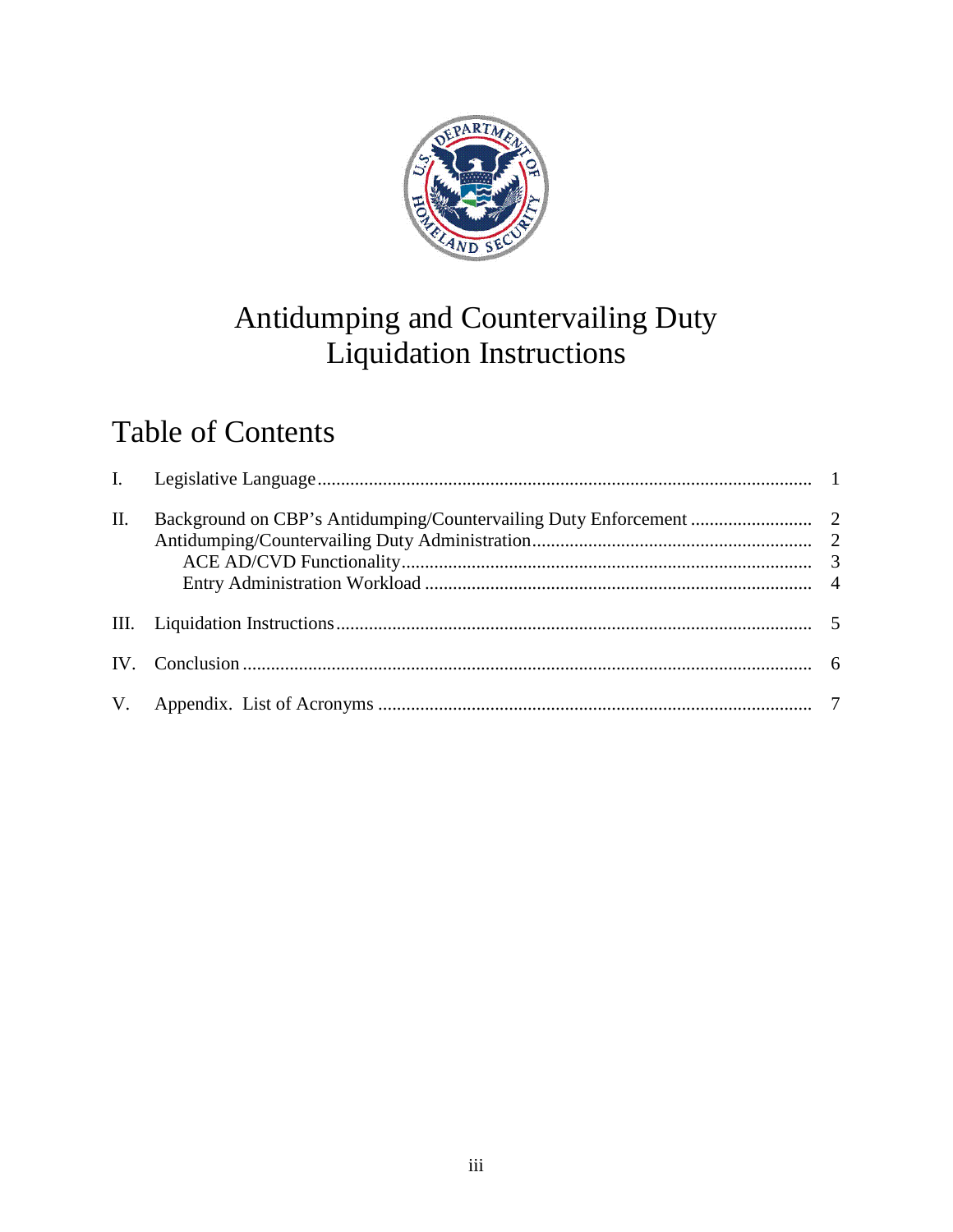# Antidumping and Countervailing Duty Liquidation Instructions

## Table of Contents

| | | |
|---|---|---|
| I. | Legislative Language | 1 |
| II. | Background on CBP's Antidumping/Countervailing Duty Enforcement | 2 |
| | Antidumping/Countervailing Duty Administration | 2 |
| | ACE AD/CVD Functionality | 3 |
| | Entry Administration Workload | 4 |
| III. | Liquidation Instructions | 5 |
| IV. | Conclusion | 6 |
| V. | Appendix. List of Acronyms | 7 |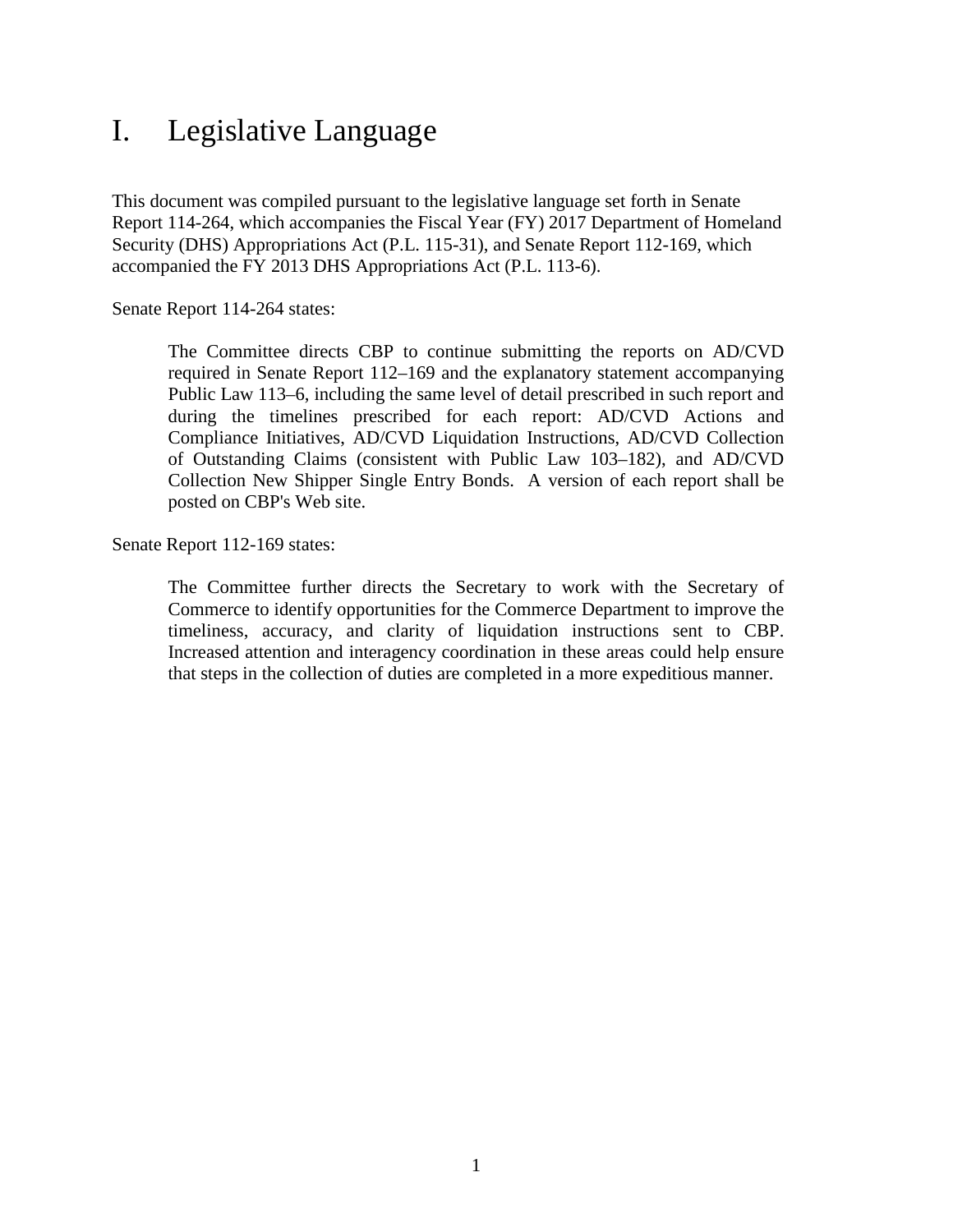# I. Legislative Language

This document was compiled pursuant to the legislative language set forth in Senate Report 114-264, which accompanies the Fiscal Year (FY) 2017 Department of Homeland Security (DHS) Appropriations Act (P.L. 115-31), and Senate Report 112-169, which accompanied the FY 2013 DHS Appropriations Act (P.L. 113-6).

Senate Report 114-264 states:

> The Committee directs CBP to continue submitting the reports on AD/CVD required in Senate Report 112–169 and the explanatory statement accompanying Public Law 113–6, including the same level of detail prescribed in such report and during the timelines prescribed for each report: AD/CVD Actions and Compliance Initiatives, AD/CVD Liquidation Instructions, AD/CVD Collection of Outstanding Claims (consistent with Public Law 103–182), and AD/CVD Collection New Shipper Single Entry Bonds. A version of each report shall be posted on CBP's Web site.

Senate Report 112-169 states:

> The Committee further directs the Secretary to work with the Secretary of Commerce to identify opportunities for the Commerce Department to improve the timeliness, accuracy, and clarity of liquidation instructions sent to CBP. Increased attention and interagency coordination in these areas could help ensure that steps in the collection of duties are completed in a more expeditious manner.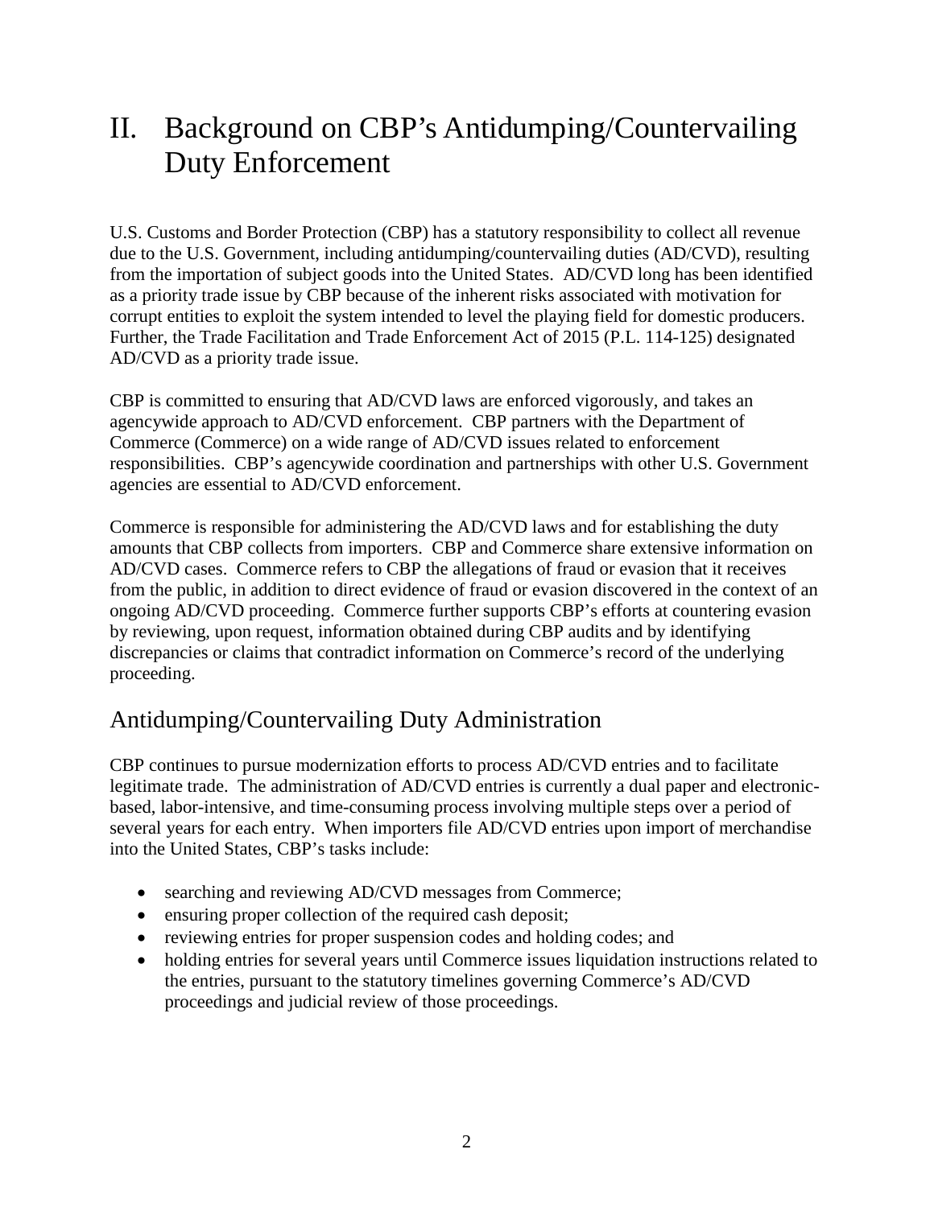# II. Background on CBP's Antidumping/Countervailing Duty Enforcement

U.S. Customs and Border Protection (CBP) has a statutory responsibility to collect all revenue due to the U.S. Government, including antidumping/countervailing duties (AD/CVD), resulting from the importation of subject goods into the United States. AD/CVD long has been identified as a priority trade issue by CBP because of the inherent risks associated with motivation for corrupt entities to exploit the system intended to level the playing field for domestic producers. Further, the Trade Facilitation and Trade Enforcement Act of 2015 (P.L. 114-125) designated AD/CVD as a priority trade issue.

CBP is committed to ensuring that AD/CVD laws are enforced vigorously, and takes an agencywide approach to AD/CVD enforcement. CBP partners with the Department of Commerce (Commerce) on a wide range of AD/CVD issues related to enforcement responsibilities. CBP's agencywide coordination and partnerships with other U.S. Government agencies are essential to AD/CVD enforcement.

Commerce is responsible for administering the AD/CVD laws and for establishing the duty amounts that CBP collects from importers. CBP and Commerce share extensive information on AD/CVD cases. Commerce refers to CBP the allegations of fraud or evasion that it receives from the public, in addition to direct evidence of fraud or evasion discovered in the context of an ongoing AD/CVD proceeding. Commerce further supports CBP's efforts at countering evasion by reviewing, upon request, information obtained during CBP audits and by identifying discrepancies or claims that contradict information on Commerce's record of the underlying proceeding.

## Antidumping/Countervailing Duty Administration

CBP continues to pursue modernization efforts to process AD/CVD entries and to facilitate legitimate trade. The administration of AD/CVD entries is currently a dual paper and electronic-based, labor-intensive, and time-consuming process involving multiple steps over a period of several years for each entry. When importers file AD/CVD entries upon import of merchandise into the United States, CBP's tasks include:

- searching and reviewing AD/CVD messages from Commerce;
- ensuring proper collection of the required cash deposit;
- reviewing entries for proper suspension codes and holding codes; and
- holding entries for several years until Commerce issues liquidation instructions related to the entries, pursuant to the statutory timelines governing Commerce's AD/CVD proceedings and judicial review of those proceedings.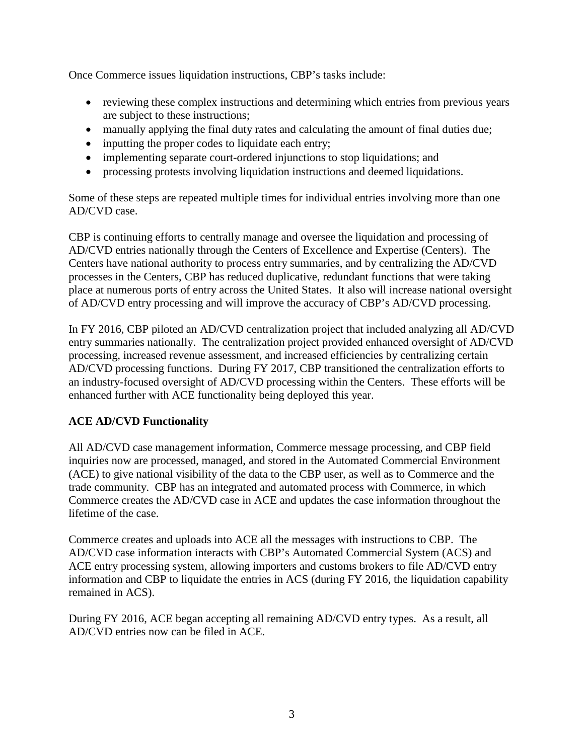Once Commerce issues liquidation instructions, CBP's tasks include:

- reviewing these complex instructions and determining which entries from previous years are subject to these instructions;
- manually applying the final duty rates and calculating the amount of final duties due;
- inputting the proper codes to liquidate each entry;
- implementing separate court-ordered injunctions to stop liquidations; and
- processing protests involving liquidation instructions and deemed liquidations.

Some of these steps are repeated multiple times for individual entries involving more than one AD/CVD case.

CBP is continuing efforts to centrally manage and oversee the liquidation and processing of AD/CVD entries nationally through the Centers of Excellence and Expertise (Centers). The Centers have national authority to process entry summaries, and by centralizing the AD/CVD processes in the Centers, CBP has reduced duplicative, redundant functions that were taking place at numerous ports of entry across the United States. It also will increase national oversight of AD/CVD entry processing and will improve the accuracy of CBP's AD/CVD processing.

In FY 2016, CBP piloted an AD/CVD centralization project that included analyzing all AD/CVD entry summaries nationally. The centralization project provided enhanced oversight of AD/CVD processing, increased revenue assessment, and increased efficiencies by centralizing certain AD/CVD processing functions. During FY 2017, CBP transitioned the centralization efforts to an industry-focused oversight of AD/CVD processing within the Centers. These efforts will be enhanced further with ACE functionality being deployed this year.

**ACE AD/CVD Functionality**

All AD/CVD case management information, Commerce message processing, and CBP field inquiries now are processed, managed, and stored in the Automated Commercial Environment (ACE) to give national visibility of the data to the CBP user, as well as to Commerce and the trade community. CBP has an integrated and automated process with Commerce, in which Commerce creates the AD/CVD case in ACE and updates the case information throughout the lifetime of the case.

Commerce creates and uploads into ACE all the messages with instructions to CBP. The AD/CVD case information interacts with CBP's Automated Commercial System (ACS) and ACE entry processing system, allowing importers and customs brokers to file AD/CVD entry information and CBP to liquidate the entries in ACS (during FY 2016, the liquidation capability remained in ACS).

During FY 2016, ACE began accepting all remaining AD/CVD entry types. As a result, all AD/CVD entries now can be filed in ACE.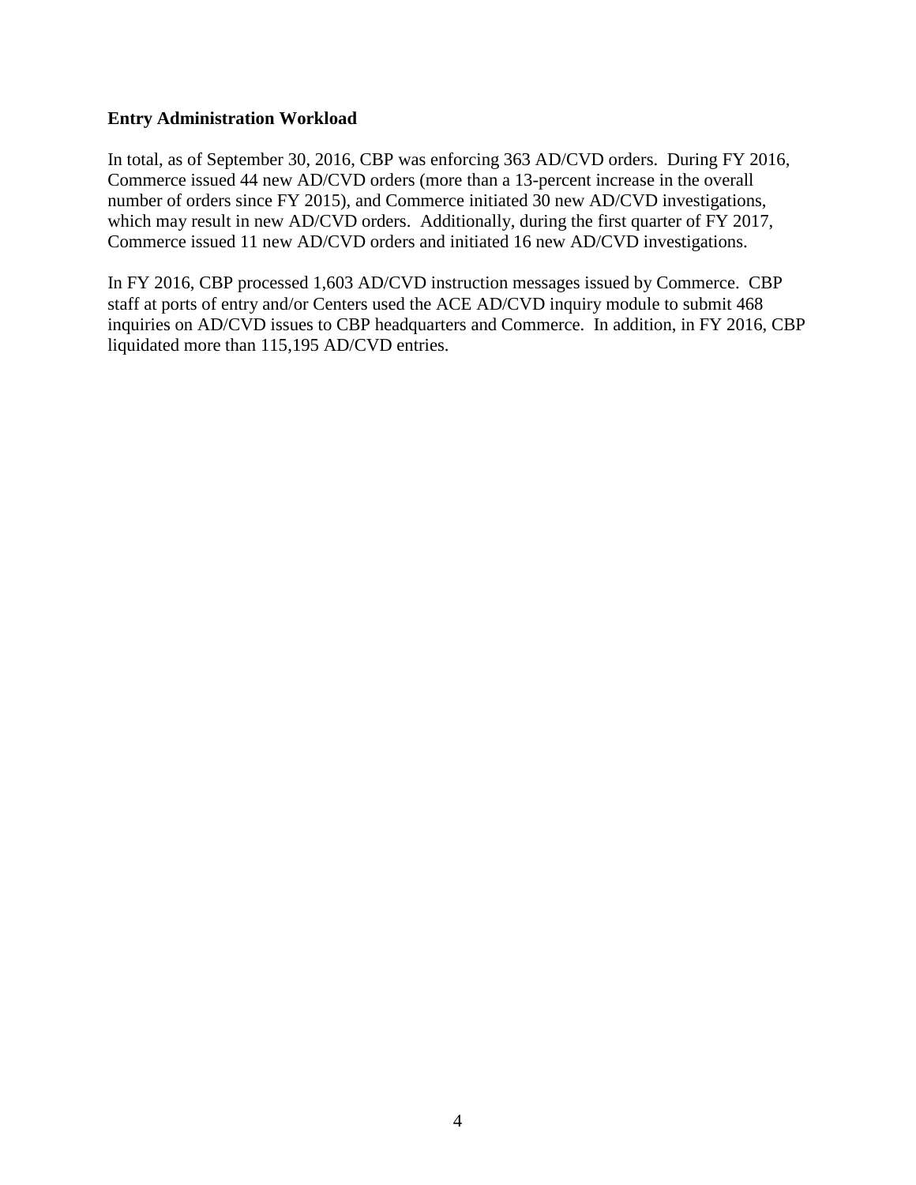**Entry Administration Workload**

In total, as of September 30, 2016, CBP was enforcing 363 AD/CVD orders. During FY 2016, Commerce issued 44 new AD/CVD orders (more than a 13-percent increase in the overall number of orders since FY 2015), and Commerce initiated 30 new AD/CVD investigations, which may result in new AD/CVD orders. Additionally, during the first quarter of FY 2017, Commerce issued 11 new AD/CVD orders and initiated 16 new AD/CVD investigations.

In FY 2016, CBP processed 1,603 AD/CVD instruction messages issued by Commerce. CBP staff at ports of entry and/or Centers used the ACE AD/CVD inquiry module to submit 468 inquiries on AD/CVD issues to CBP headquarters and Commerce. In addition, in FY 2016, CBP liquidated more than 115,195 AD/CVD entries.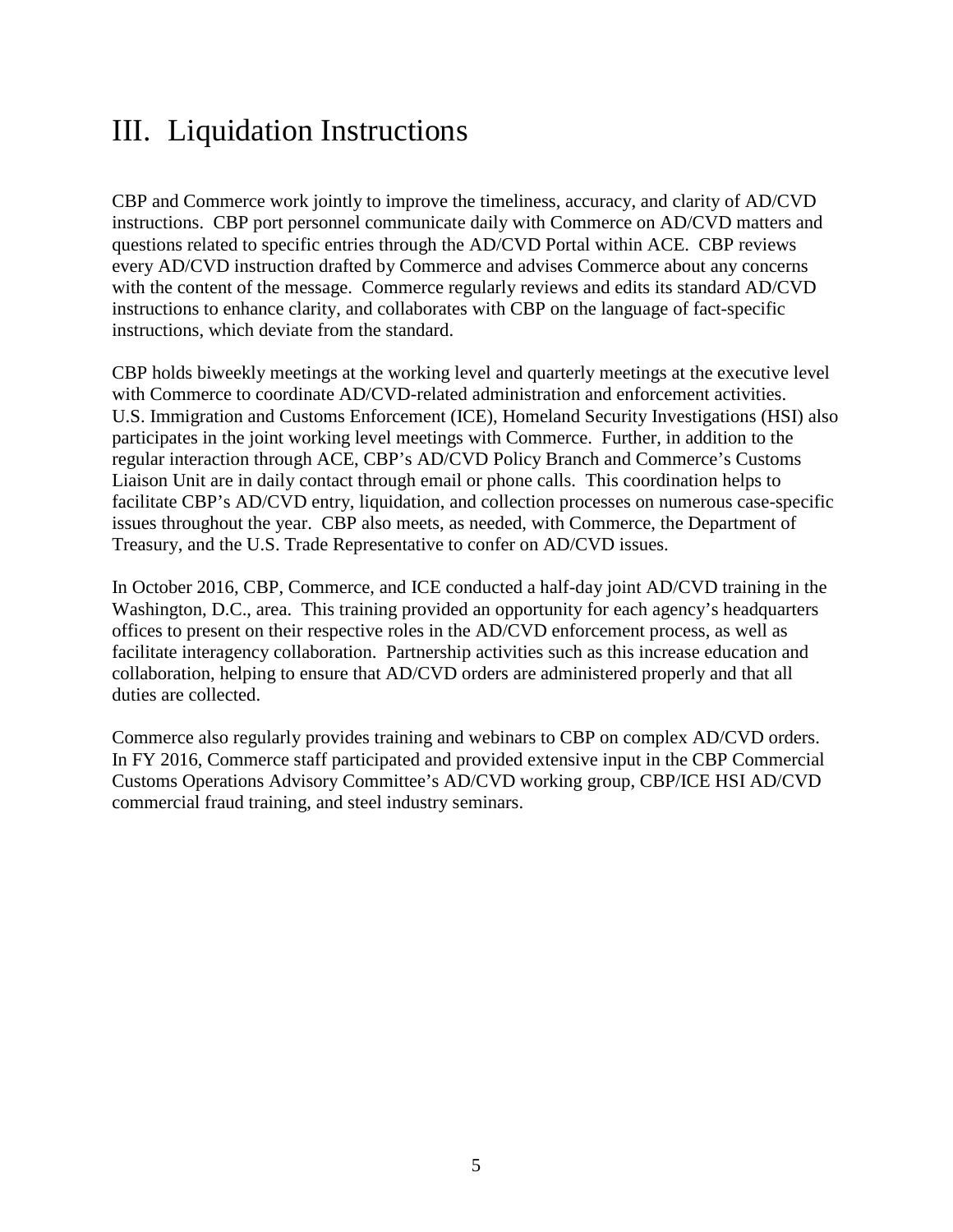# III. Liquidation Instructions

CBP and Commerce work jointly to improve the timeliness, accuracy, and clarity of AD/CVD instructions. CBP port personnel communicate daily with Commerce on AD/CVD matters and questions related to specific entries through the AD/CVD Portal within ACE. CBP reviews every AD/CVD instruction drafted by Commerce and advises Commerce about any concerns with the content of the message. Commerce regularly reviews and edits its standard AD/CVD instructions to enhance clarity, and collaborates with CBP on the language of fact-specific instructions, which deviate from the standard.

CBP holds biweekly meetings at the working level and quarterly meetings at the executive level with Commerce to coordinate AD/CVD-related administration and enforcement activities. U.S. Immigration and Customs Enforcement (ICE), Homeland Security Investigations (HSI) also participates in the joint working level meetings with Commerce. Further, in addition to the regular interaction through ACE, CBP's AD/CVD Policy Branch and Commerce's Customs Liaison Unit are in daily contact through email or phone calls. This coordination helps to facilitate CBP's AD/CVD entry, liquidation, and collection processes on numerous case-specific issues throughout the year. CBP also meets, as needed, with Commerce, the Department of Treasury, and the U.S. Trade Representative to confer on AD/CVD issues.

In October 2016, CBP, Commerce, and ICE conducted a half-day joint AD/CVD training in the Washington, D.C., area. This training provided an opportunity for each agency's headquarters offices to present on their respective roles in the AD/CVD enforcement process, as well as facilitate interagency collaboration. Partnership activities such as this increase education and collaboration, helping to ensure that AD/CVD orders are administered properly and that all duties are collected.

Commerce also regularly provides training and webinars to CBP on complex AD/CVD orders. In FY 2016, Commerce staff participated and provided extensive input in the CBP Commercial Customs Operations Advisory Committee's AD/CVD working group, CBP/ICE HSI AD/CVD commercial fraud training, and steel industry seminars.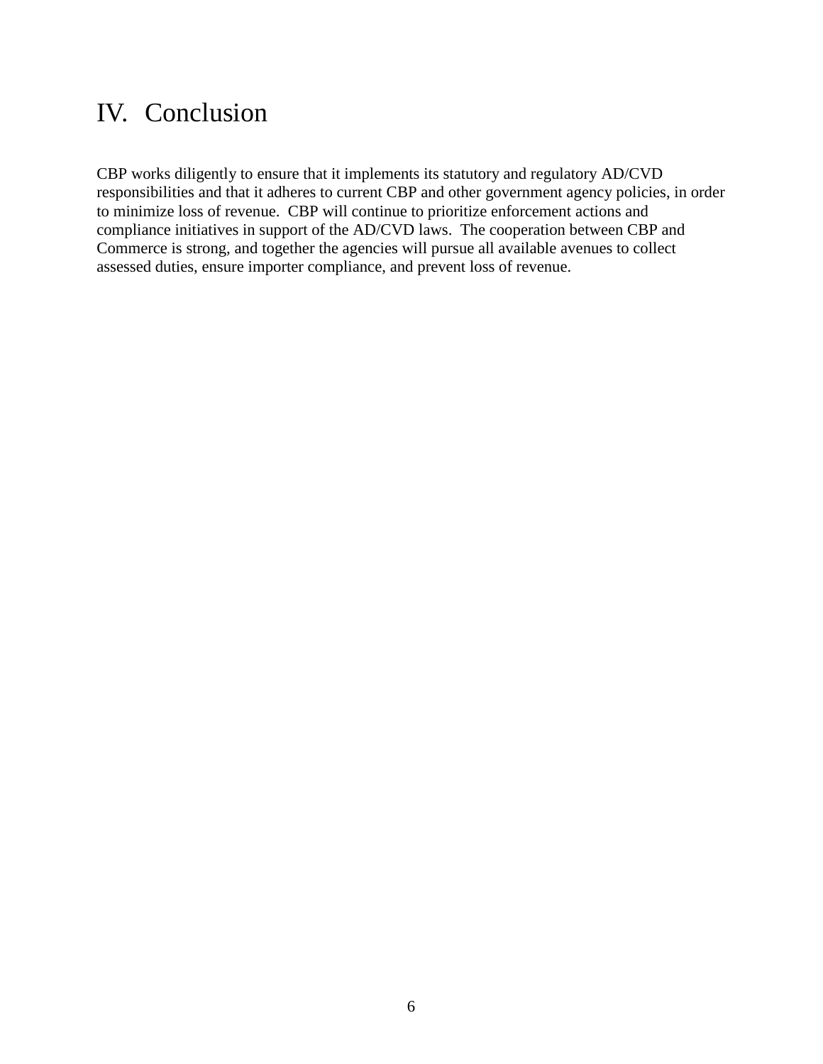# IV. Conclusion

CBP works diligently to ensure that it implements its statutory and regulatory AD/CVD responsibilities and that it adheres to current CBP and other government agency policies, in order to minimize loss of revenue. CBP will continue to prioritize enforcement actions and compliance initiatives in support of the AD/CVD laws. The cooperation between CBP and Commerce is strong, and together the agencies will pursue all available avenues to collect assessed duties, ensure importer compliance, and prevent loss of revenue.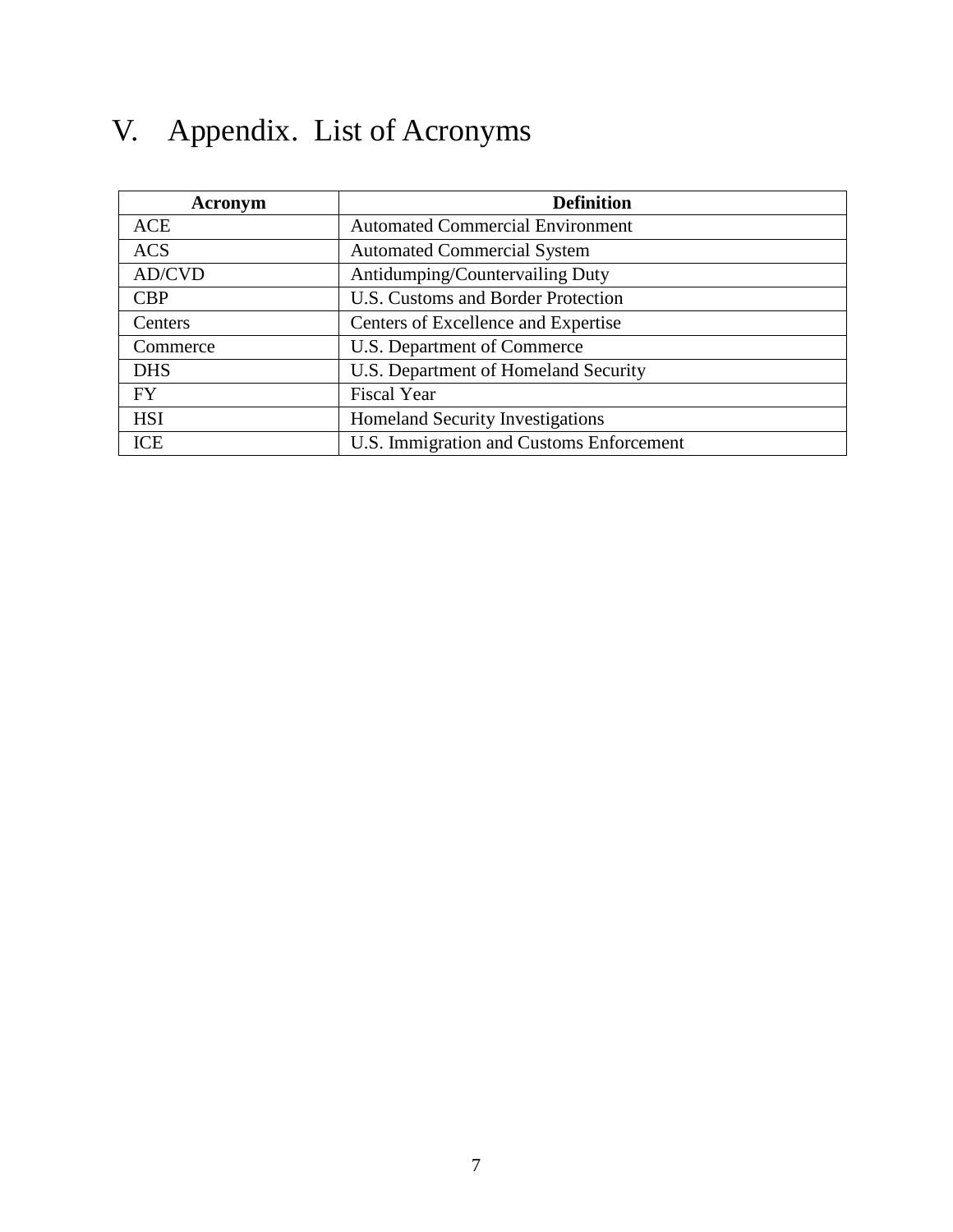# V. Appendix. List of Acronyms

| Acronym | Definition |
|---|---|
| ACE | Automated Commercial Environment |
| ACS | Automated Commercial System |
| AD/CVD | Antidumping/Countervailing Duty |
| CBP | U.S. Customs and Border Protection |
| Centers | Centers of Excellence and Expertise |
| Commerce | U.S. Department of Commerce |
| DHS | U.S. Department of Homeland Security |
| FY | Fiscal Year |
| HSI | Homeland Security Investigations |
| ICE | U.S. Immigration and Customs Enforcement |